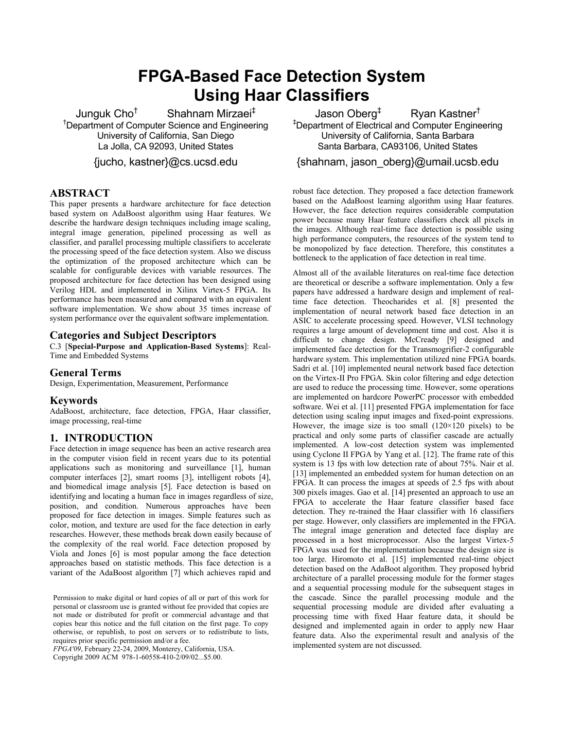# FPGA-Based Face Detection System Using Haar Classifiers

Junguk Cho[†] Shahnam Mirzaei[‡] Jason Oberg[‡] Ryan Kastner[†]

[†]Department of Computer Science and Engineering
University of California, San Diego
La Jolla, CA 92093, United States
{jucho, kastner}@cs.ucsd.edu

[‡]Department of Electrical and Computer Engineering
University of California, Santa Barbara
Santa Barbara, CA93106, United States
{shahnam, jason_oberg}@umail.ucsb.edu

## ABSTRACT

This paper presents a hardware architecture for face detection based system on AdaBoost algorithm using Haar features. We describe the hardware design techniques including image scaling, integral image generation, pipelined processing as well as classifier, and parallel processing multiple classifiers to accelerate the processing speed of the face detection system. Also we discuss the optimization of the proposed architecture which can be scalable for configurable devices with variable resources. The proposed architecture for face detection has been designed using Verilog HDL and implemented in Xilinx Virtex-5 FPGA. Its performance has been measured and compared with an equivalent software implementation. We show about 35 times increase of system performance over the equivalent software implementation.

## Categories and Subject Descriptors

C.3 [**Special-Purpose and Application-Based Systems**]: Real-Time and Embedded Systems

## General Terms

Design, Experimentation, Measurement, Performance

## Keywords

AdaBoost, architecture, face detection, FPGA, Haar classifier, image processing, real-time

## 1. INTRODUCTION

Face detection in image sequence has been an active research area in the computer vision field in recent years due to its potential applications such as monitoring and surveillance [1], human computer interfaces [2], smart rooms [3], intelligent robots [4], and biomedical image analysis [5]. Face detection is based on identifying and locating a human face in images regardless of size, position, and condition. Numerous approaches have been proposed for face detection in images. Simple features such as color, motion, and texture are used for the face detection in early researches. However, these methods break down easily because of the complexity of the real world. Face detection proposed by Viola and Jones [6] is most popular among the face detection approaches based on statistic methods. This face detection is a variant of the AdaBoost algorithm [7] which achieves rapid and robust face detection. They proposed a face detection framework based on the AdaBoost learning algorithm using Haar features. However, the face detection requires considerable computation power because many Haar feature classifiers check all pixels in the images. Although real-time face detection is possible using high performance computers, the resources of the system tend to be monopolized by face detection. Therefore, this constitutes a bottleneck to the application of face detection in real time.

Almost all of the available literatures on real-time face detection are theoretical or describe a software implementation. Only a few papers have addressed a hardware design and implement of real-time face detection. Theocharides et al. [8] presented the implementation of neural network based face detection in an ASIC to accelerate processing speed. However, VLSI technology requires a large amount of development time and cost. Also it is difficult to change design. McCready [9] designed and implemented face detection for the Transmogrifier-2 configurable hardware system. This implementation utilized nine FPGA boards. Sadri et al. [10] implemented neural network based face detection on the Virtex-II Pro FPGA. Skin color filtering and edge detection are used to reduce the processing time. However, some operations are implemented on hardcore PowerPC processor with embedded software. Wei et al. [11] presented FPGA implementation for face detection using scaling input images and fixed-point expressions. However, the image size is too small (120×120 pixels) to be practical and only some parts of classifier cascade are actually implemented. A low-cost detection system was implemented using Cyclone II FPGA by Yang et al. [12]. The frame rate of this system is 13 fps with low detection rate of about 75%. Nair et al. [13] implemented an embedded system for human detection on an FPGA. It can process the images at speeds of 2.5 fps with about 300 pixels images. Gao et al. [14] presented an approach to use an FPGA to accelerate the Haar feature classifier based face detection. They re-trained the Haar classifier with 16 classifiers per stage. However, only classifiers are implemented in the FPGA. The integral image generation and detected face display are processed in a host microprocessor. Also the largest Virtex-5 FPGA was used for the implementation because the design size is too large. Hiromoto et al. [15] implemented real-time object detection based on the AdaBoot algorithm. They proposed hybrid architecture of a parallel processing module for the former stages and a sequential processing module for the subsequent stages in the cascade. Since the parallel processing module and the sequential processing module are divided after evaluating a processing time with fixed Haar feature data, it should be designed and implemented again in order to apply new Haar feature data. Also the experimental result and analysis of the implemented system are not discussed.

Permission to make digital or hard copies of all or part of this work for personal or classroom use is granted without fee provided that copies are not made or distributed for profit or commercial advantage and that copies bear this notice and the full citation on the first page. To copy otherwise, or republish, to post on servers or to redistribute to lists, requires prior specific permission and/or a fee.
*FPGA'09*, February 22-24, 2009, Monterey, California, USA.
Copyright 2009 ACM 978-1-60558-410-2/09/02...$5.00.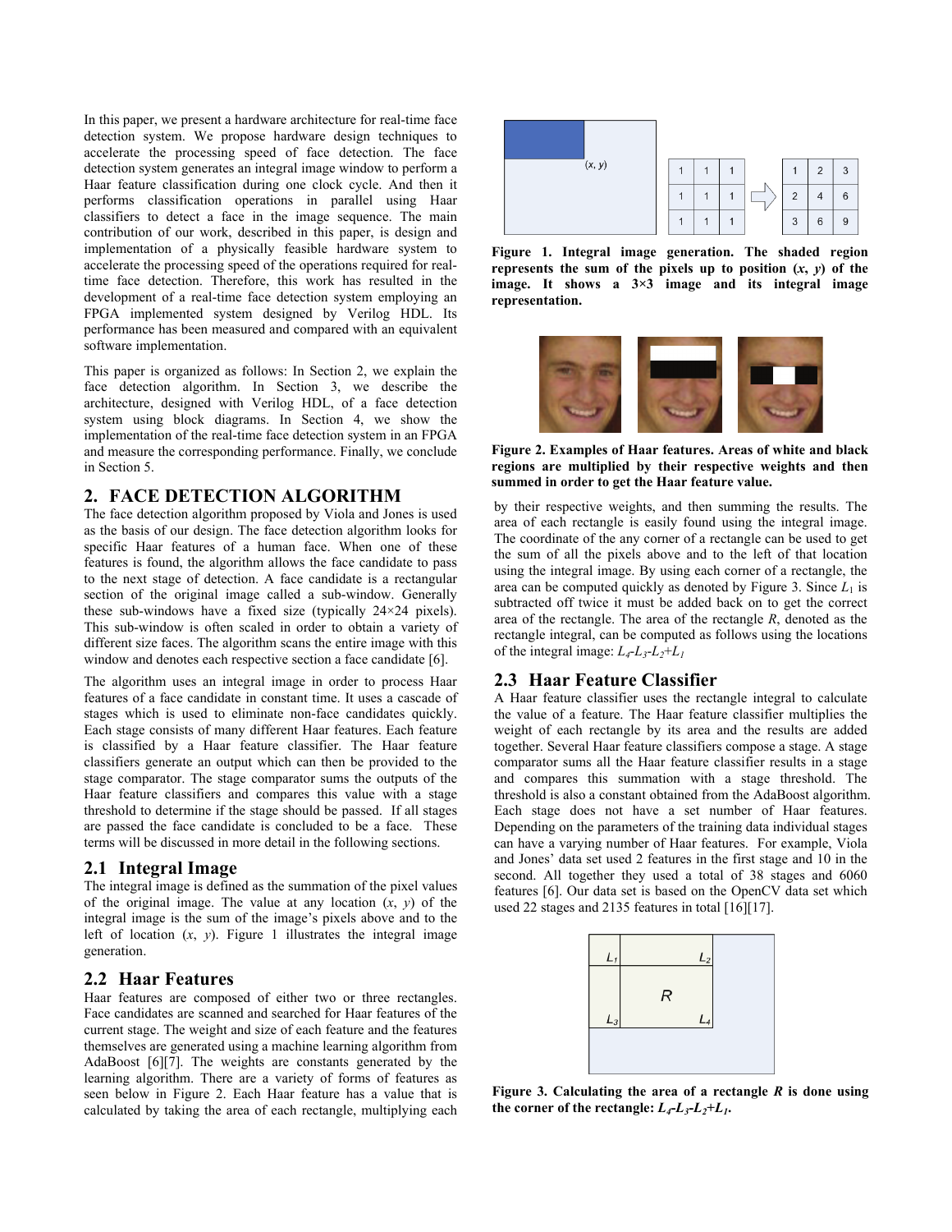In this paper, we present a hardware architecture for real-time face detection system. We propose hardware design techniques to accelerate the processing speed of face detection. The face detection system generates an integral image window to perform a Haar feature classification during one clock cycle. And then it performs classification operations in parallel using Haar classifiers to detect a face in the image sequence. The main contribution of our work, described in this paper, is design and implementation of a physically feasible hardware system to accelerate the processing speed of the operations required for real-time face detection. Therefore, this work has resulted in the development of a real-time face detection system employing an FPGA implemented system designed by Verilog HDL. Its performance has been measured and compared with an equivalent software implementation.

This paper is organized as follows: In Section 2, we explain the face detection algorithm. In Section 3, we describe the architecture, designed with Verilog HDL, of a face detection system using block diagrams. In Section 4, we show the implementation of the real-time face detection system in an FPGA and measure the corresponding performance. Finally, we conclude in Section 5.

## 2. FACE DETECTION ALGORITHM

The face detection algorithm proposed by Viola and Jones is used as the basis of our design. The face detection algorithm looks for specific Haar features of a human face. When one of these features is found, the algorithm allows the face candidate to pass to the next stage of detection. A face candidate is a rectangular section of the original image called a sub-window. Generally these sub-windows have a fixed size (typically 24×24 pixels). This sub-window is often scaled in order to obtain a variety of different size faces. The algorithm scans the entire image with this window and denotes each respective section a face candidate [6].

The algorithm uses an integral image in order to process Haar features of a face candidate in constant time. It uses a cascade of stages which is used to eliminate non-face candidates quickly. Each stage consists of many different Haar features. Each feature is classified by a Haar feature classifier. The Haar feature classifiers generate an output which can then be provided to the stage comparator. The stage comparator sums the outputs of the Haar feature classifiers and compares this value with a stage threshold to determine if the stage should be passed. If all stages are passed the face candidate is concluded to be a face. These terms will be discussed in more detail in the following sections.

### 2.1 Integral Image

The integral image is defined as the summation of the pixel values of the original image. The value at any location ($x$, $y$) of the integral image is the sum of the image's pixels above and to the left of location ($x$, $y$). Figure 1 illustrates the integral image generation.

**Figure 1. Integral image generation. The shaded region represents the sum of the pixels up to position ($x$, $y$) of the image. It shows a 3×3 image and its integral image representation.**

### 2.2 Haar Features

Haar features are composed of either two or three rectangles. Face candidates are scanned and searched for Haar features of the current stage. The weight and size of each feature and the features themselves are generated using a machine learning algorithm from AdaBoost [6][7]. The weights are constants generated by the learning algorithm. There are a variety of forms of features as seen below in Figure 2. Each Haar feature has a value that is calculated by taking the area of each rectangle, multiplying each by their respective weights, and then summing the results. The area of each rectangle is easily found using the integral image. The coordinate of the any corner of a rectangle can be used to get the sum of all the pixels above and to the left of that location using the integral image. By using each corner of a rectangle, the area can be computed quickly as denoted by Figure 3. Since $L_1$ is subtracted off twice it must be added back on to get the correct area of the rectangle. The area of the rectangle $R$, denoted as the rectangle integral, can be computed as follows using the locations of the integral image: $L_4$-$L_3$-$L_2$+$L_1$

**Figure 2. Examples of Haar features. Areas of white and black regions are multiplied by their respective weights and then summed in order to get the Haar feature value.**

### 2.3 Haar Feature Classifier

A Haar feature classifier uses the rectangle integral to calculate the value of a feature. The Haar feature classifier multiplies the weight of each rectangle by its area and the results are added together. Several Haar feature classifiers compose a stage. A stage comparator sums all the Haar feature classifier results in a stage and compares this summation with a stage threshold. The threshold is also a constant obtained from the AdaBoost algorithm. Each stage does not have a set number of Haar features. Depending on the parameters of the training data individual stages can have a varying number of Haar features. For example, Viola and Jones' data set used 2 features in the first stage and 10 in the second. All together they used a total of 38 stages and 6060 features [6]. Our data set is based on the OpenCV data set which used 22 stages and 2135 features in total [16][17].

**Figure 3. Calculating the area of a rectangle $R$ is done using the corner of the rectangle: $L_4$-$L_3$-$L_2$+$L_1$.**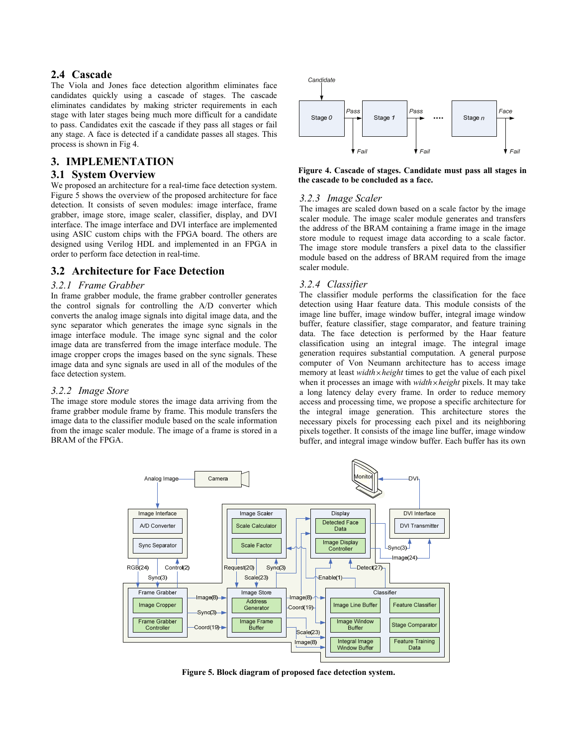## 2.4 Cascade

The Viola and Jones face detection algorithm eliminates face candidates quickly using a cascade of stages. The cascade eliminates candidates by making stricter requirements in each stage with later stages being much more difficult for a candidate to pass. Candidates exit the cascade if they pass all stages or fail any stage. A face is detected if a candidate passes all stages. This process is shown in Fig 4.

Candidate

Stage 0 — Pass → Stage 1 — Pass → .... → Stage n — Face

Fail, Fail, Fail

**Figure 4. Cascade of stages. Candidate must pass all stages in the cascade to be concluded as a face.**

# 3. IMPLEMENTATION

## 3.1 System Overview

We proposed an architecture for a real-time face detection system. Figure 5 shows the overview of the proposed architecture for face detection. It consists of seven modules: image interface, frame grabber, image store, image scaler, classifier, display, and DVI interface. The image interface and DVI interface are implemented using ASIC custom chips with the FPGA board. The others are designed using Verilog HDL and implemented in an FPGA in order to perform face detection in real-time.

## 3.2 Architecture for Face Detection

### *3.2.1 Frame Grabber*

In frame grabber module, the frame grabber controller generates the control signals for controlling the A/D converter which converts the analog image signals into digital image data, and the sync separator which generates the image sync signals in the image interface module. The image sync signal and the color image data are transferred from the image interface module. The image cropper crops the images based on the sync signals. These image data and sync signals are used in all of the modules of the face detection system.

### *3.2.2 Image Store*

The image store module stores the image data arriving from the frame grabber module frame by frame. This module transfers the image data to the classifier module based on the scale information from the image scaler module. The image of a frame is stored in a BRAM of the FPGA.

### *3.2.3 Image Scaler*

The images are scaled down based on a scale factor by the image scaler module. The image scaler module generates and transfers the address of the BRAM containing a frame image in the image store module to request image data according to a scale factor. The image store module transfers a pixel data to the classifier module based on the address of BRAM required from the image scaler module.

### *3.2.4 Classifier*

The classifier module performs the classification for the face detection using Haar feature data. This module consists of the image line buffer, image window buffer, integral image window buffer, feature classifier, stage comparator, and feature training data. The face detection is performed by the Haar feature classification using an integral image. The integral image generation requires substantial computation. A general purpose computer of Von Neumann architecture has to access image memory at least $width \times height$ times to get the value of each pixel when it processes an image with $width \times height$ pixels. It may take a long latency delay every frame. In order to reduce memory access and processing time, we propose a specific architecture for the integral image generation. This architecture stores the necessary pixels for processing each pixel and its neighboring pixels together. It consists of the image line buffer, image window buffer, and integral image window buffer. Each buffer has its own

Analog Image, Camera, Monitor, DVI

Image Interface: A/D Converter, Sync Separator

Image Scaler: Scale Calculator, Scale Factor

Display: Detected Face Data, Image Display Controller

DVI Interface: DVI Transmitter

RGB(24), Control(2), Sync(3), Request(20), Sync(3), Scale(23), Sync(3), Image(24), Enable(1), Detect(27)

Frame Grabber: Image Cropper, Frame Grabber Controller

Image(8), Sync(3), Coord(19)

Image Store: Address Generator, Image Frame Buffer

Image(8), Coord(19), Scale(23), Image(8)

Classifier: Image Line Buffer, Feature Classifier, Image Window Buffer, Stage Comparator, Integral Image Window Buffer, Feature Training Data

**Figure 5. Block diagram of proposed face detection system.**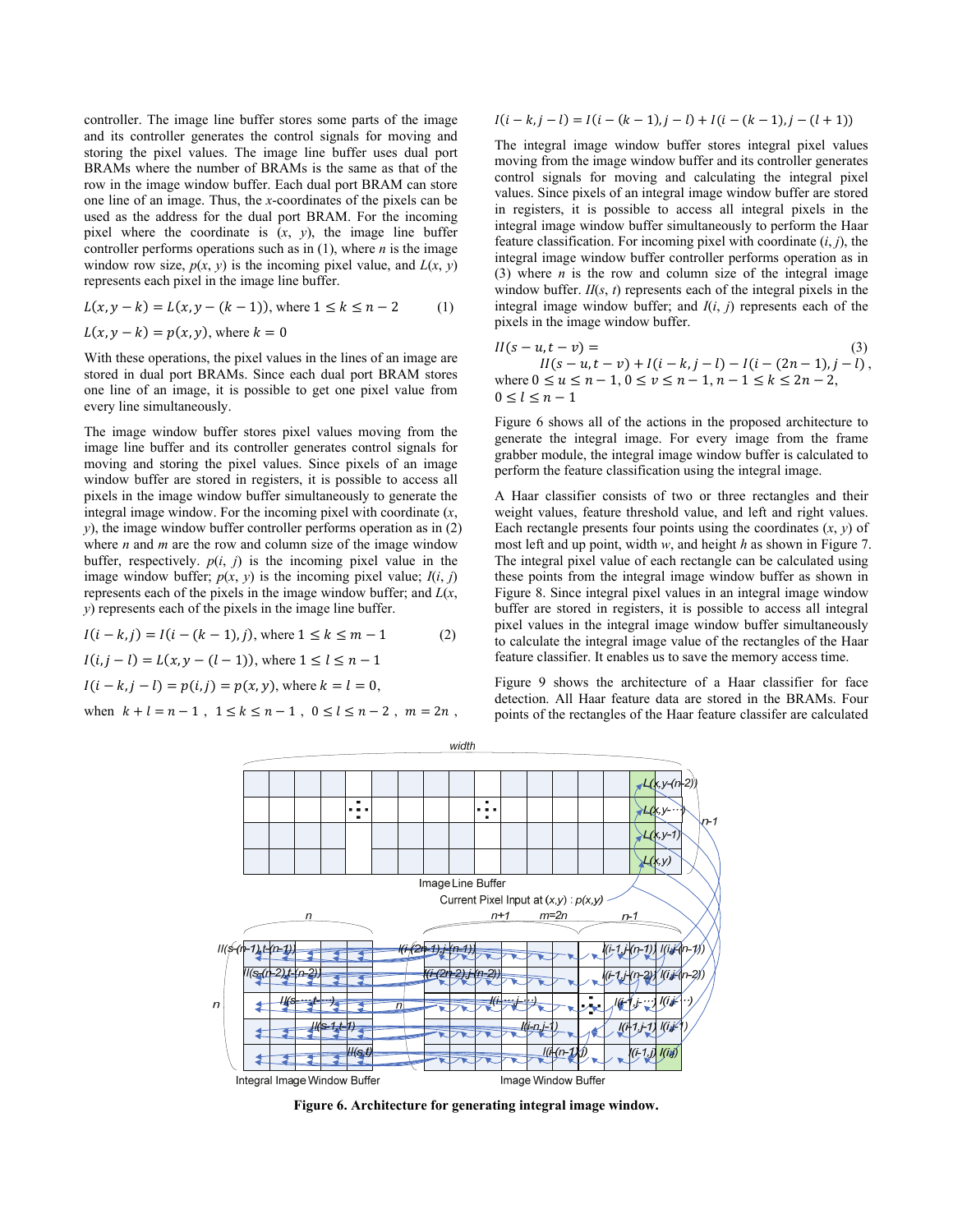controller. The image line buffer stores some parts of the image and its controller generates the control signals for moving and storing the pixel values. The image line buffer uses dual port BRAMs where the number of BRAMs is the same as that of the row in the image window buffer. Each dual port BRAM can store one line of an image. Thus, the *x*-coordinates of the pixels can be used as the address for the dual port BRAM. For the incoming pixel where the coordinate is (*x*, *y*), the image line buffer controller performs operations such as in (1), where *n* is the image window row size, *p*(*x*, *y*) is the incoming pixel value, and *L*(*x*, *y*) represents each pixel in the image line buffer.

$$L(x, y-k) = L(x, y-(k-1)), \text{ where } 1 \le k \le n-2 \quad (1)$$

$$L(x, y-k) = p(x, y), \text{ where } k = 0$$

With these operations, the pixel values in the lines of an image are stored in dual port BRAMs. Since each dual port BRAM stores one line of an image, it is possible to get one pixel value from every line simultaneously.

The image window buffer stores pixel values moving from the image line buffer and its controller generates control signals for moving and storing the pixel values. Since pixels of an image window buffer are stored in registers, it is possible to access all pixels in the image window buffer simultaneously to generate the integral image window. For the incoming pixel with coordinate (*x*, *y*), the image window buffer controller performs operation as in (2) where *n* and *m* are the row and column size of the image window buffer, respectively. *p*(*i*, *j*) is the incoming pixel value in the image window buffer; *p*(*x*, *y*) is the incoming pixel value; *I*(*i*, *j*) represents each of the pixels in the image window buffer; and *L*(*x*, *y*) represents each of the pixels in the image line buffer.

$$I(i-k, j) = I(i-(k-1), j), \text{ where } 1 \le k \le m-1 \quad (2)$$

$$I(i, j-l) = L(x, y-(l-1)), \text{ where } 1 \le l \le n-1$$

$$I(i-k, j-l) = p(i, j) = p(x, y), \text{ where } k = l = 0,$$

$$\text{when } k + l = n-1,\ 1 \le k \le n-1,\ 0 \le l \le n-2,\ m = 2n,$$

$$I(i-k, j-l) = I(i-(k-1), j-l) + I(i-(k-1), j-(l+1))$$

The integral image window buffer stores integral pixel values moving from the image window buffer and its controller generates control signals for moving and calculating the integral pixel values. Since pixels of an integral image window buffer are stored in registers, it is possible to access all integral pixels in the integral image window buffer simultaneously to perform the Haar feature classification. For incoming pixel with coordinate (*i*, *j*), the integral image window buffer controller performs operation as in (3) where *n* is the row and column size of the integral image window buffer. *II*(*s*, *t*) represents each of the integral pixels in the integral image window buffer; and *I*(*i*, *j*) represents each of the pixels in the image window buffer.

$$II(s-u, t-v) = II(s-u, t-v) + I(i-k, j-l) - I(i-(2n-1), j-l), \quad (3)$$

where $0 \le u \le n-1,\ 0 \le v \le n-1,\ n-1 \le k \le 2n-2,$
$0 \le l \le n-1$

Figure 6 shows all of the actions in the proposed architecture to generate the integral image. For every image from the frame grabber module, the integral image window buffer is calculated to perform the feature classification using the integral image.

A Haar classifier consists of two or three rectangles and their weight values, feature threshold value, and left and right values. Each rectangle presents four points using the coordinates (*x*, *y*) of most left and up point, width *w*, and height *h* as shown in Figure 7. The integral pixel value of each rectangle can be calculated using these points from the integral image window buffer as shown in Figure 8. Since integral pixel values in an integral image window buffer are stored in registers, it is possible to access all integral pixel values in the integral image window buffer simultaneously to calculate the integral image value of the rectangles of the Haar feature classifier. It enables us to save the memory access time.

Figure 9 shows the architecture of a Haar classifier for face detection. All Haar feature data are stored in the BRAMs. Four points of the rectangles of the Haar feature classifer are calculated

**Figure 6. Architecture for generating integral image window.**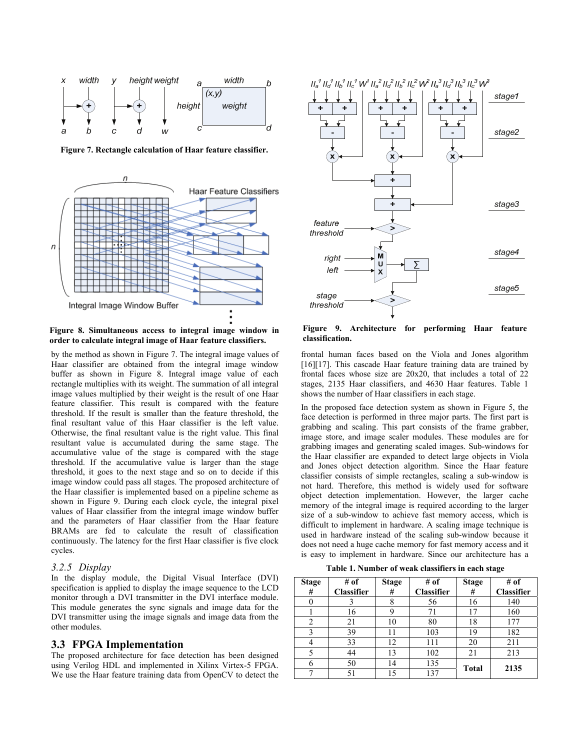Figure 7. Rectangle calculation of Haar feature classifier.

Figure 8. Simultaneous access to integral image window in order to calculate integral image of Haar feature classifiers.

by the method as shown in Figure 7. The integral image values of Haar classifier are obtained from the integral image window buffer as shown in Figure 8. Integral image value of each rectangle multiplies with its weight. The summation of all integral image values multiplied by their weight is the result of one Haar feature classifier. This result is compared with the feature threshold. If the result is smaller than the feature threshold, the final resultant value of this Haar classifier is the left value. Otherwise, the final resultant value is the right value. This final resultant value is accumulated during the same stage. The accumulative value of the stage is compared with the stage threshold. If the accumulative value is larger than the stage threshold, it goes to the next stage and so on to decide if this image window could pass all stages. The proposed architecture of the Haar classifier is implemented based on a pipeline scheme as shown in Figure 9. During each clock cycle, the integral pixel values of Haar classifier from the integral image window buffer and the parameters of Haar classifier from the Haar feature BRAMs are fed to calculate the result of classification continuously. The latency for the first Haar classifier is five clock cycles.

### 3.2.5 *Display*

In the display module, the Digital Visual Interface (DVI) specification is applied to display the image sequence to the LCD monitor through a DVI transmitter in the DVI interface module. This module generates the sync signals and image data for the DVI transmitter using the image signals and image data from the other modules.

## 3.3 FPGA Implementation

The proposed architecture for face detection has been designed using Verilog HDL and implemented in Xilinx Virtex-5 FPGA. We use the Haar feature training data from OpenCV to detect the

Figure 9. Architecture for performing Haar feature classification.

frontal human faces based on the Viola and Jones algorithm [16][17]. This cascade Haar feature training data are trained by frontal faces whose size are 20x20, that includes a total of 22 stages, 2135 Haar classifiers, and 4630 Haar features. Table 1 shows the number of Haar classifiers in each stage.

In the proposed face detection system as shown in Figure 5, the face detection is performed in three major parts. The first part is grabbing and scaling. This part consists of the frame grabber, image store, and image scaler modules. These modules are for grabbing images and generating scaled images. Sub-windows for the Haar classifier are expanded to detect large objects in Viola and Jones object detection algorithm. Since the Haar feature classifier consists of simple rectangles, scaling a sub-window is not hard. Therefore, this method is widely used for software object detection implementation. However, the larger cache memory of the integral image is required according to the larger size of a sub-window to achieve fast memory access, which is difficult to implement in hardware. A scaling image technique is used in hardware instead of the scaling sub-window because it does not need a huge cache memory for fast memory access and it is easy to implement in hardware. Since our architecture has a

**Table 1. Number of weak classifiers in each stage**

| Stage # | # of Classifier | Stage # | # of Classifier | Stage # | # of Classifier |
|---|---|---|---|---|---|
| 0 | 3 | 8 | 56 | 16 | 140 |
| 1 | 16 | 9 | 71 | 17 | 160 |
| 2 | 21 | 10 | 80 | 18 | 177 |
| 3 | 39 | 11 | 103 | 19 | 182 |
| 4 | 33 | 12 | 111 | 20 | 211 |
| 5 | 44 | 13 | 102 | 21 | 213 |
| 6 | 50 | 14 | 135 | **Total** | **2135** |
| 7 | 51 | 15 | 137 | | |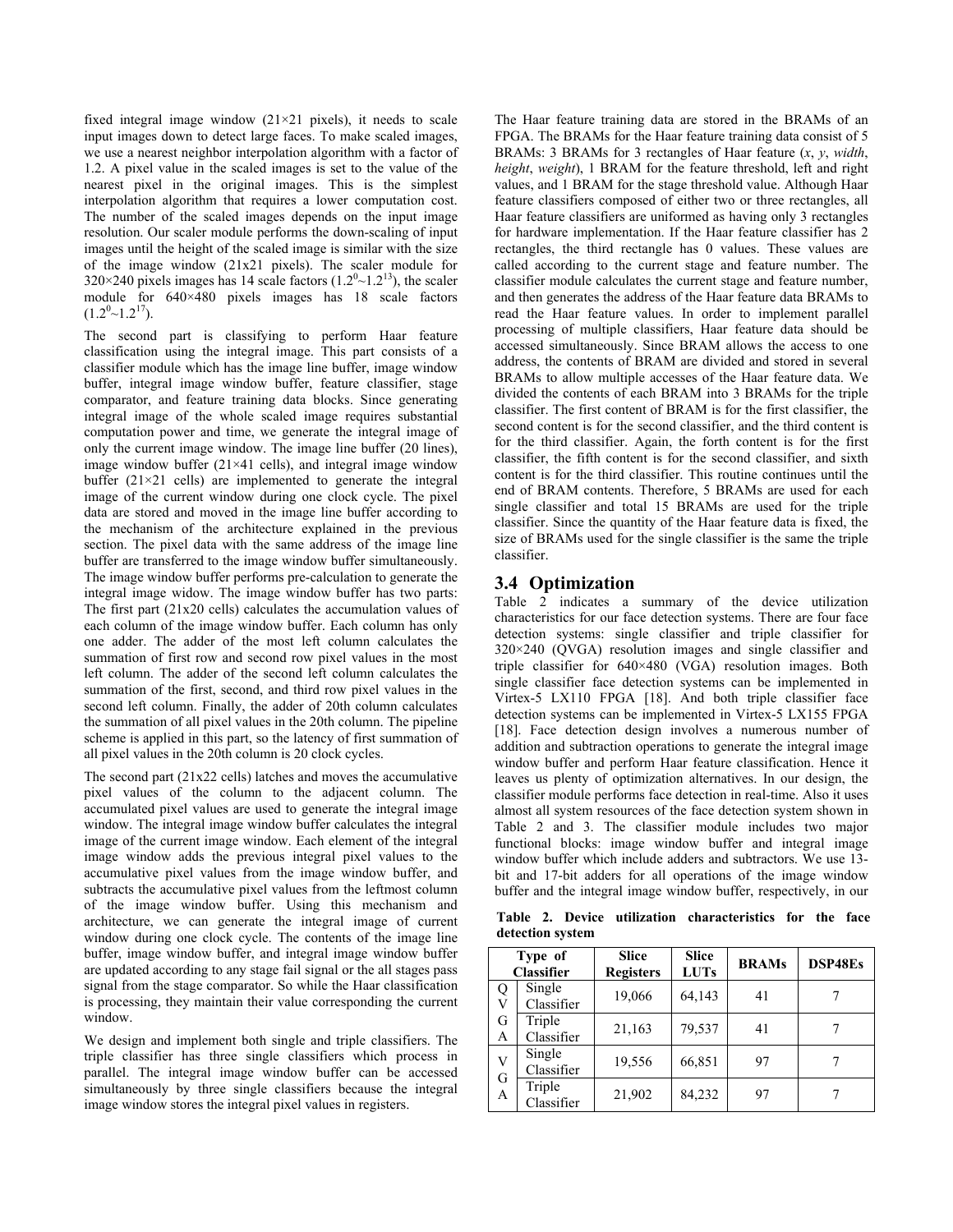fixed integral image window (21×21 pixels), it needs to scale input images down to detect large faces. To make scaled images, we use a nearest neighbor interpolation algorithm with a factor of 1.2. A pixel value in the scaled images is set to the value of the nearest pixel in the original images. This is the simplest interpolation algorithm that requires a lower computation cost. The number of the scaled images depends on the input image resolution. Our scaler module performs the down-scaling of input images until the height of the scaled image is similar with the size of the image window (21x21 pixels). The scaler module for 320×240 pixels images has 14 scale factors ($1.2^0$~$1.2^{13}$), the scaler module for 640×480 pixels images has 18 scale factors ($1.2^0$~$1.2^{17}$).

The second part is classifying to perform Haar feature classification using the integral image. This part consists of a classifier module which has the image line buffer, image window buffer, integral image window buffer, feature classifier, stage comparator, and feature training data blocks. Since generating integral image of the whole scaled image requires substantial computation power and time, we generate the integral image of only the current image window. The image line buffer (20 lines), image window buffer (21×41 cells), and integral image window buffer (21×21 cells) are implemented to generate the integral image of the current window during one clock cycle. The pixel data are stored and moved in the image line buffer according to the mechanism of the architecture explained in the previous section. The pixel data with the same address of the image line buffer are transferred to the image window buffer simultaneously. The image window buffer performs pre-calculation to generate the integral image widow. The image window buffer has two parts: The first part (21x20 cells) calculates the accumulation values of each column of the image window buffer. Each column has only one adder. The adder of the most left column calculates the summation of first row and second row pixel values in the most left column. The adder of the second left column calculates the summation of the first, second, and third row pixel values in the second left column. Finally, the adder of 20th column calculates the summation of all pixel values in the 20th column. The pipeline scheme is applied in this part, so the latency of first summation of all pixel values in the 20th column is 20 clock cycles.

The second part (21x22 cells) latches and moves the accumulative pixel values of the column to the adjacent column. The accumulated pixel values are used to generate the integral image window. The integral image window buffer calculates the integral image of the current image window. Each element of the integral image window adds the previous integral pixel values to the accumulative pixel values from the image window buffer, and subtracts the accumulative pixel values from the leftmost column of the image window buffer. Using this mechanism and architecture, we can generate the integral image of current window during one clock cycle. The contents of the image line buffer, image window buffer, and integral image window buffer are updated according to any stage fail signal or the all stages pass signal from the stage comparator. So while the Haar classification is processing, they maintain their value corresponding the current window.

We design and implement both single and triple classifiers. The triple classifier has three single classifiers which process in parallel. The integral image window buffer can be accessed simultaneously by three single classifiers because the integral image window stores the integral pixel values in registers.

The Haar feature training data are stored in the BRAMs of an FPGA. The BRAMs for the Haar feature training data consist of 5 BRAMs: 3 BRAMs for 3 rectangles of Haar feature (*x*, *y*, *width*, *height*, *weight*), 1 BRAM for the feature threshold, left and right values, and 1 BRAM for the stage threshold value. Although Haar feature classifiers composed of either two or three rectangles, all Haar feature classifiers are uniformed as having only 3 rectangles for hardware implementation. If the Haar feature classifier has 2 rectangles, the third rectangle has 0 values. These values are called according to the current stage and feature number. The classifier module calculates the current stage and feature number, and then generates the address of the Haar feature data BRAMs to read the Haar feature values. In order to implement parallel processing of multiple classifiers, Haar feature data should be accessed simultaneously. Since BRAM allows the access to one address, the contents of BRAM are divided and stored in several BRAMs to allow multiple accesses of the Haar feature data. We divided the contents of each BRAM into 3 BRAMs for the triple classifier. The first content of BRAM is for the first classifier, the second content is for the second classifier, and the third content is for the third classifier. Again, the forth content is for the first classifier, the fifth content is for the second classifier, and sixth content is for the third classifier. This routine continues until the end of BRAM contents. Therefore, 5 BRAMs are used for each single classifier and total 15 BRAMs are used for the triple classifier. Since the quantity of the Haar feature data is fixed, the size of BRAMs used for the single classifier is the same the triple classifier.

## 3.4 Optimization

Table 2 indicates a summary of the device utilization characteristics for our face detection systems. There are four face detection systems: single classifier and triple classifier for 320×240 (QVGA) resolution images and single classifier and triple classifier for 640×480 (VGA) resolution images. Both single classifier face detection systems can be implemented in Virtex-5 LX110 FPGA [18]. And both triple classifier face detection systems can be implemented in Virtex-5 LX155 FPGA [18]. Face detection design involves a numerous number of addition and subtraction operations to generate the integral image window buffer and perform Haar feature classification. Hence it leaves us plenty of optimization alternatives. In our design, the classifier module performs face detection in real-time. Also it uses almost all system resources of the face detection system shown in Table 2 and 3. The classifier module includes two major functional blocks: image window buffer and integral image window buffer which include adders and subtractors. We use 13-bit and 17-bit adders for all operations of the image window buffer and the integral image window buffer, respectively, in our

**Table 2. Device utilization characteristics for the face detection system**

| Type of Classifier | | Slice Registers | Slice LUTs | BRAMs | DSP48Es |
|---|---|---|---|---|---|
| QVGA | Single Classifier | 19,066 | 64,143 | 41 | 7 |
| | Triple Classifier | 21,163 | 79,537 | 41 | 7 |
| VGA | Single Classifier | 19,556 | 66,851 | 97 | 7 |
| | Triple Classifier | 21,902 | 84,232 | 97 | 7 |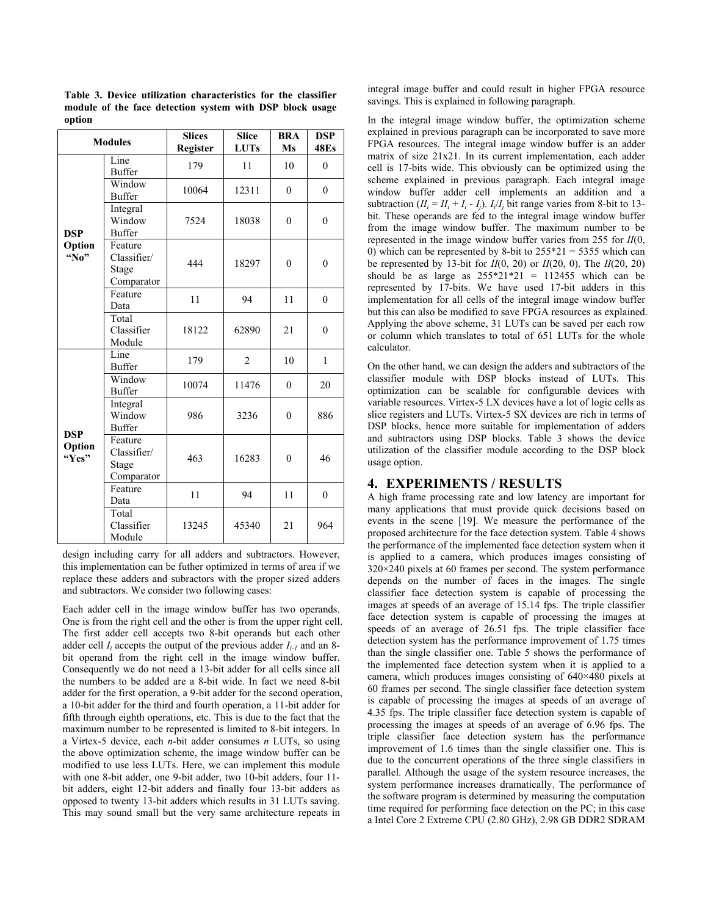**Table 3. Device utilization characteristics for the classifier module of the face detection system with DSP block usage option**

| Modules | | Slices Register | Slice LUTs | BRAMs | DSP 48Es |
|---|---|---|---|---|---|
| DSP Option "No" | Line Buffer | 179 | 11 | 10 | 0 |
| | Window Buffer | 10064 | 12311 | 0 | 0 |
| | Integral Window Buffer | 7524 | 18038 | 0 | 0 |
| | Feature Classifier/ Stage Comparator | 444 | 18297 | 0 | 0 |
| | Feature Data | 11 | 94 | 11 | 0 |
| | Total Classifier Module | 18122 | 62890 | 21 | 0 |
| DSP Option "Yes" | Line Buffer | 179 | 2 | 10 | 1 |
| | Window Buffer | 10074 | 11476 | 0 | 20 |
| | Integral Window Buffer | 986 | 3236 | 0 | 886 |
| | Feature Classifier/ Stage Comparator | 463 | 16283 | 0 | 46 |
| | Feature Data | 11 | 94 | 11 | 0 |
| | Total Classifier Module | 13245 | 45340 | 21 | 964 |

design including carry for all adders and subtractors. However, this implementation can be futher optimized in terms of area if we replace these adders and subractors with the proper sized adders and subtractors. We consider two following cases:

Each adder cell in the image window buffer has two operands. One is from the right cell and the other is from the upper right cell. The first adder cell accepts two 8-bit operands but each other adder cell $I_i$ accepts the output of the previous adder $I_{i-1}$ and an 8-bit operand from the right cell in the image window buffer. Consequently we do not need a 13-bit adder for all cells since all the numbers to be added are a 8-bit wide. In fact we need 8-bit adder for the first operation, a 9-bit adder for the second operation, a 10-bit adder for the third and fourth operation, a 11-bit adder for fifth through eighth operations, etc. This is due to the fact that the maximum number to be represented is limited to 8-bit integers. In a Virtex-5 device, each *n*-bit adder consumes *n* LUTs, so using the above optimization scheme, the image window buffer can be modified to use less LUTs. Here, we can implement this module with one 8-bit adder, one 9-bit adder, two 10-bit adders, four 11-bit adders, eight 12-bit adders and finally four 13-bit adders as opposed to twenty 13-bit adders which results in 31 LUTs saving. This may sound small but the very same architecture repeats in integral image buffer and could result in higher FPGA resource savings. This is explained in following paragraph.

In the integral image window buffer, the optimization scheme explained in previous paragraph can be incorporated to save more FPGA resources. The integral image window buffer is an adder matrix of size 21x21. In its current implementation, each adder cell is 17-bits wide. This obviously can be optimized using the scheme explained in previous paragraph. Each integral image window buffer adder cell implements an addition and a subtraction ($II_i = II_i + I_i - I_j$). $I_i/I_j$ bit range varies from 8-bit to 13-bit. These operands are fed to the integral image window buffer from the image window buffer. The maximum number to be represented in the image window buffer varies from 255 for $II(0, 0)$ which can be represented by 8-bit to $255*21 = 5355$ which can be represented by 13-bit for $II(0, 20)$ or $II(20, 0)$. The $II(20, 20)$ should be as large as $255*21*21 = 112455$ which can be represented by 17-bits. We have used 17-bit adders in this implementation for all cells of the integral image window buffer but this can also be modified to save FPGA resources as explained. Applying the above scheme, 31 LUTs can be saved per each row or column which translates to total of 651 LUTs for the whole calculator.

On the other hand, we can design the adders and subtractors of the classifier module with DSP blocks instead of LUTs. This optimization can be scalable for configurable devices with variable resources. Virtex-5 LX devices have a lot of logic cells as slice registers and LUTs. Virtex-5 SX devices are rich in terms of DSP blocks, hence more suitable for implementation of adders and subtractors using DSP blocks. Table 3 shows the device utilization of the classifier module according to the DSP block usage option.

## 4. EXPERIMENTS / RESULTS

A high frame processing rate and low latency are important for many applications that must provide quick decisions based on events in the scene [19]. We measure the performance of the proposed architecture for the face detection system. Table 4 shows the performance of the implemented face detection system when it is applied to a camera, which produces images consisting of 320×240 pixels at 60 frames per second. The system performance depends on the number of faces in the images. The single classifier face detection system is capable of processing the images at speeds of an average of 15.14 fps. The triple classifier face detection system is capable of processing the images at speeds of an average of 26.51 fps. The triple classifier face detection system has the performance improvement of 1.75 times than the single classifier one. Table 5 shows the performance of the implemented face detection system when it is applied to a camera, which produces images consisting of 640×480 pixels at 60 frames per second. The single classifier face detection system is capable of processing the images at speeds of an average of 4.35 fps. The triple classifier face detection system is capable of processing the images at speeds of an average of 6.96 fps. The triple classifier face detection system has the performance improvement of 1.6 times than the single classifier one. This is due to the concurrent operations of the three single classifiers in parallel. Although the usage of the system resource increases, the system performance increases dramatically. The performance of the software program is determined by measuring the computation time required for performing face detection on the PC; in this case a Intel Core 2 Extreme CPU (2.80 GHz), 2.98 GB DDR2 SDRAM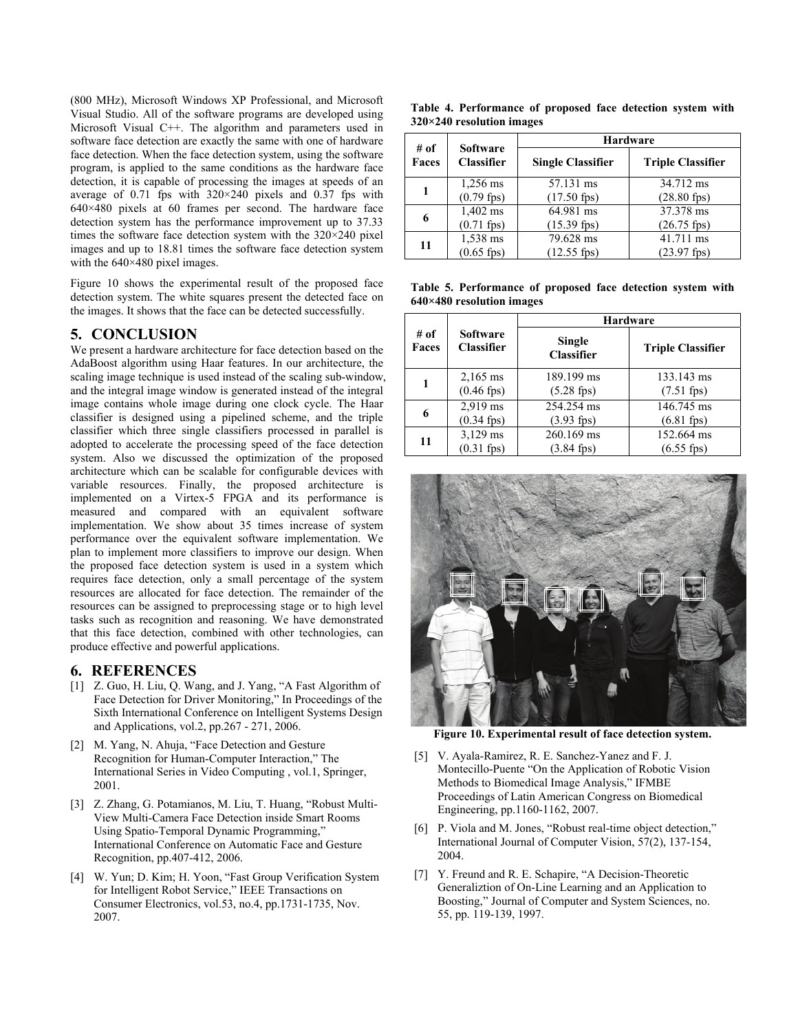(800 MHz), Microsoft Windows XP Professional, and Microsoft Visual Studio. All of the software programs are developed using Microsoft Visual C++. The algorithm and parameters used in software face detection are exactly the same with one of hardware face detection. When the face detection system, using the software program, is applied to the same conditions as the hardware face detection, it is capable of processing the images at speeds of an average of 0.71 fps with 320×240 pixels and 0.37 fps with 640×480 pixels at 60 frames per second. The hardware face detection system has the performance improvement up to 37.33 times the software face detection system with the 320×240 pixel images and up to 18.81 times the software face detection system with the 640×480 pixel images.

Figure 10 shows the experimental result of the proposed face detection system. The white squares present the detected face on the images. It shows that the face can be detected successfully.

## 5. CONCLUSION

We present a hardware architecture for face detection based on the AdaBoost algorithm using Haar features. In our architecture, the scaling image technique is used instead of the scaling sub-window, and the integral image window is generated instead of the integral image contains whole image during one clock cycle. The Haar classifier is designed using a pipelined scheme, and the triple classifier which three single classifiers processed in parallel is adopted to accelerate the processing speed of the face detection system. Also we discussed the optimization of the proposed architecture which can be scalable for configurable devices with variable resources. Finally, the proposed architecture is implemented on a Virtex-5 FPGA and its performance is measured and compared with an equivalent software implementation. We show about 35 times increase of system performance over the equivalent software implementation. We plan to implement more classifiers to improve our design. When the proposed face detection system is used in a system which requires face detection, only a small percentage of the system resources are allocated for face detection. The remainder of the resources can be assigned to preprocessing stage or to high level tasks such as recognition and reasoning. We have demonstrated that this face detection, combined with other technologies, can produce effective and powerful applications.

## 6. REFERENCES

[1] Z. Guo, H. Liu, Q. Wang, and J. Yang, "A Fast Algorithm of Face Detection for Driver Monitoring," In Proceedings of the Sixth International Conference on Intelligent Systems Design and Applications, vol.2, pp.267 - 271, 2006.

[2] M. Yang, N. Ahuja, "Face Detection and Gesture Recognition for Human-Computer Interaction," The International Series in Video Computing , vol.1, Springer, 2001.

[3] Z. Zhang, G. Potamianos, M. Liu, T. Huang, "Robust Multi-View Multi-Camera Face Detection inside Smart Rooms Using Spatio-Temporal Dynamic Programming," International Conference on Automatic Face and Gesture Recognition, pp.407-412, 2006.

[4] W. Yun; D. Kim; H. Yoon, "Fast Group Verification System for Intelligent Robot Service," IEEE Transactions on Consumer Electronics, vol.53, no.4, pp.1731-1735, Nov. 2007.

**Table 4. Performance of proposed face detection system with 320×240 resolution images**

| # of Faces | Software Classifier | Hardware | |
|---|---|---|---|
| | | Single Classifier | Triple Classifier |
| 1 | 1,256 ms (0.79 fps) | 57.131 ms (17.50 fps) | 34.712 ms (28.80 fps) |
| 6 | 1,402 ms (0.71 fps) | 64.981 ms (15.39 fps) | 37.378 ms (26.75 fps) |
| 11 | 1,538 ms (0.65 fps) | 79.628 ms (12.55 fps) | 41.711 ms (23.97 fps) |

**Table 5. Performance of proposed face detection system with 640×480 resolution images**

| # of Faces | Software Classifier | Hardware | |
|---|---|---|---|
| | | Single Classifier | Triple Classifier |
| 1 | 2,165 ms (0.46 fps) | 189.199 ms (5.28 fps) | 133.143 ms (7.51 fps) |
| 6 | 2,919 ms (0.34 fps) | 254.254 ms (3.93 fps) | 146.745 ms (6.81 fps) |
| 11 | 3,129 ms (0.31 fps) | 260.169 ms (3.84 fps) | 152.664 ms (6.55 fps) |

**Figure 10. Experimental result of face detection system.**

[5] V. Ayala-Ramirez, R. E. Sanchez-Yanez and F. J. Montecillo-Puente "On the Application of Robotic Vision Methods to Biomedical Image Analysis," IFMBE Proceedings of Latin American Congress on Biomedical Engineering, pp.1160-1162, 2007.

[6] P. Viola and M. Jones, "Robust real-time object detection," International Journal of Computer Vision, 57(2), 137-154, 2004.

[7] Y. Freund and R. E. Schapire, "A Decision-Theoretic Generaliztion of On-Line Learning and an Application to Boosting," Journal of Computer and System Sciences, no. 55, pp. 119-139, 1997.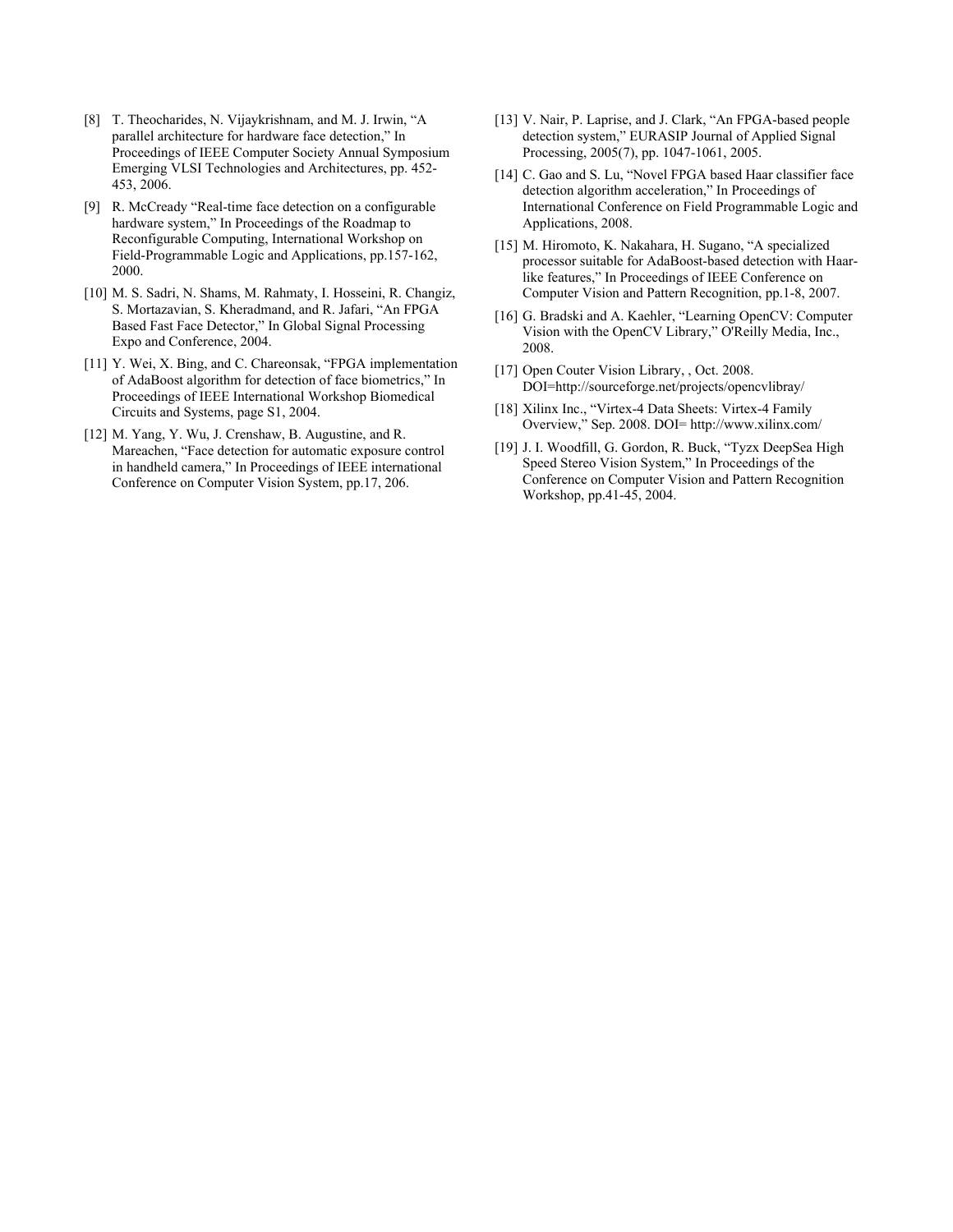[8] T. Theocharides, N. Vijaykrishnam, and M. J. Irwin, "A parallel architecture for hardware face detection," In Proceedings of IEEE Computer Society Annual Symposium Emerging VLSI Technologies and Architectures, pp. 452-453, 2006.

[9] R. McCready "Real-time face detection on a configurable hardware system," In Proceedings of the Roadmap to Reconfigurable Computing, International Workshop on Field-Programmable Logic and Applications, pp.157-162, 2000.

[10] M. S. Sadri, N. Shams, M. Rahmaty, I. Hosseini, R. Changiz, S. Mortazavian, S. Kheradmand, and R. Jafari, "An FPGA Based Fast Face Detector," In Global Signal Processing Expo and Conference, 2004.

[11] Y. Wei, X. Bing, and C. Chareonsak, "FPGA implementation of AdaBoost algorithm for detection of face biometrics," In Proceedings of IEEE International Workshop Biomedical Circuits and Systems, page S1, 2004.

[12] M. Yang, Y. Wu, J. Crenshaw, B. Augustine, and R. Mareachen, "Face detection for automatic exposure control in handheld camera," In Proceedings of IEEE international Conference on Computer Vision System, pp.17, 206.

[13] V. Nair, P. Laprise, and J. Clark, "An FPGA-based people detection system," EURASIP Journal of Applied Signal Processing, 2005(7), pp. 1047-1061, 2005.

[14] C. Gao and S. Lu, "Novel FPGA based Haar classifier face detection algorithm acceleration," In Proceedings of International Conference on Field Programmable Logic and Applications, 2008.

[15] M. Hiromoto, K. Nakahara, H. Sugano, "A specialized processor suitable for AdaBoost-based detection with Haar-like features," In Proceedings of IEEE Conference on Computer Vision and Pattern Recognition, pp.1-8, 2007.

[16] G. Bradski and A. Kaehler, "Learning OpenCV: Computer Vision with the OpenCV Library," O'Reilly Media, Inc., 2008.

[17] Open Couter Vision Library, , Oct. 2008. DOI=http://sourceforge.net/projects/opencvlibray/

[18] Xilinx Inc., "Virtex-4 Data Sheets: Virtex-4 Family Overview," Sep. 2008. DOI= http://www.xilinx.com/

[19] J. I. Woodfill, G. Gordon, R. Buck, "Tyzx DeepSea High Speed Stereo Vision System," In Proceedings of the Conference on Computer Vision and Pattern Recognition Workshop, pp.41-45, 2004.